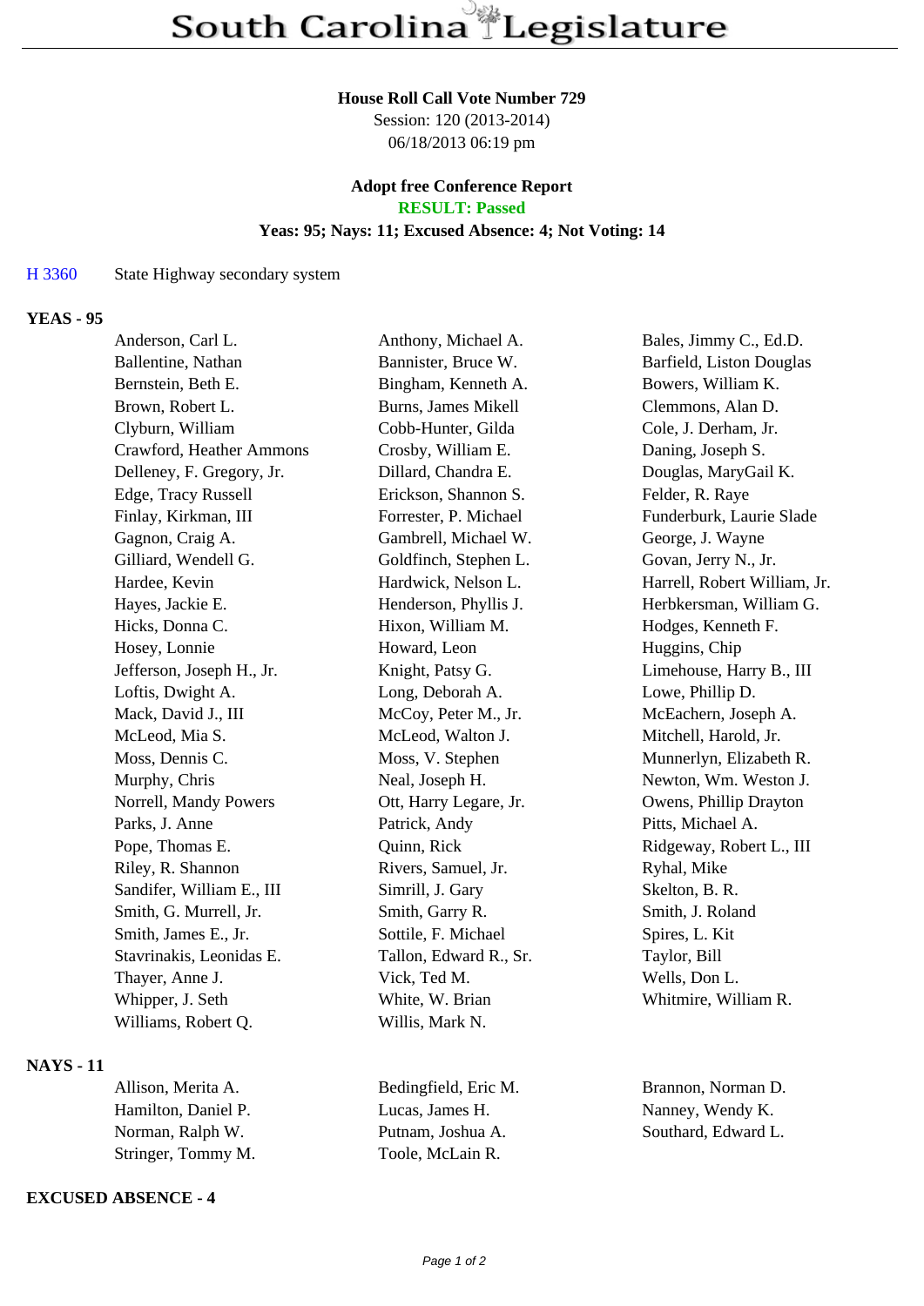# South Carolina Legislature

**House Roll Call Vote Number 729**
Session: 120 (2013-2014)
06/18/2013 06:19 pm

**Adopt free Conference Report**
**RESULT: Passed**
**Yeas: 95; Nays: 11; Excused Absence: 4; Not Voting: 14**

H 3360 State Highway secondary system

**YEAS - 95**

| | | |
|---|---|---|
| Anderson, Carl L. | Anthony, Michael A. | Bales, Jimmy C., Ed.D. |
| Ballentine, Nathan | Bannister, Bruce W. | Barfield, Liston Douglas |
| Bernstein, Beth E. | Bingham, Kenneth A. | Bowers, William K. |
| Brown, Robert L. | Burns, James Mikell | Clemmons, Alan D. |
| Clyburn, William | Cobb-Hunter, Gilda | Cole, J. Derham, Jr. |
| Crawford, Heather Ammons | Crosby, William E. | Daning, Joseph S. |
| Delleney, F. Gregory, Jr. | Dillard, Chandra E. | Douglas, MaryGail K. |
| Edge, Tracy Russell | Erickson, Shannon S. | Felder, R. Raye |
| Finlay, Kirkman, III | Forrester, P. Michael | Funderburk, Laurie Slade |
| Gagnon, Craig A. | Gambrell, Michael W. | George, J. Wayne |
| Gilliard, Wendell G. | Goldfinch, Stephen L. | Govan, Jerry N., Jr. |
| Hardee, Kevin | Hardwick, Nelson L. | Harrell, Robert William, Jr. |
| Hayes, Jackie E. | Henderson, Phyllis J. | Herbkersman, William G. |
| Hicks, Donna C. | Hixon, William M. | Hodges, Kenneth F. |
| Hosey, Lonnie | Howard, Leon | Huggins, Chip |
| Jefferson, Joseph H., Jr. | Knight, Patsy G. | Limehouse, Harry B., III |
| Loftis, Dwight A. | Long, Deborah A. | Lowe, Phillip D. |
| Mack, David J., III | McCoy, Peter M., Jr. | McEachern, Joseph A. |
| McLeod, Mia S. | McLeod, Walton J. | Mitchell, Harold, Jr. |
| Moss, Dennis C. | Moss, V. Stephen | Munnerlyn, Elizabeth R. |
| Murphy, Chris | Neal, Joseph H. | Newton, Wm. Weston J. |
| Norrell, Mandy Powers | Ott, Harry Legare, Jr. | Owens, Phillip Drayton |
| Parks, J. Anne | Patrick, Andy | Pitts, Michael A. |
| Pope, Thomas E. | Quinn, Rick | Ridgeway, Robert L., III |
| Riley, R. Shannon | Rivers, Samuel, Jr. | Ryhal, Mike |
| Sandifer, William E., III | Simrill, J. Gary | Skelton, B. R. |
| Smith, G. Murrell, Jr. | Smith, Garry R. | Smith, J. Roland |
| Smith, James E., Jr. | Sottile, F. Michael | Spires, L. Kit |
| Stavrinakis, Leonidas E. | Tallon, Edward R., Sr. | Taylor, Bill |
| Thayer, Anne J. | Vick, Ted M. | Wells, Don L. |
| Whipper, J. Seth | White, W. Brian | Whitmire, William R. |
| Williams, Robert Q. | Willis, Mark N. | |

**NAYS - 11**

| | | |
|---|---|---|
| Allison, Merita A. | Bedingfield, Eric M. | Brannon, Norman D. |
| Hamilton, Daniel P. | Lucas, James H. | Nanney, Wendy K. |
| Norman, Ralph W. | Putnam, Joshua A. | Southard, Edward L. |
| Stringer, Tommy M. | Toole, McLain R. | |

**EXCUSED ABSENCE - 4**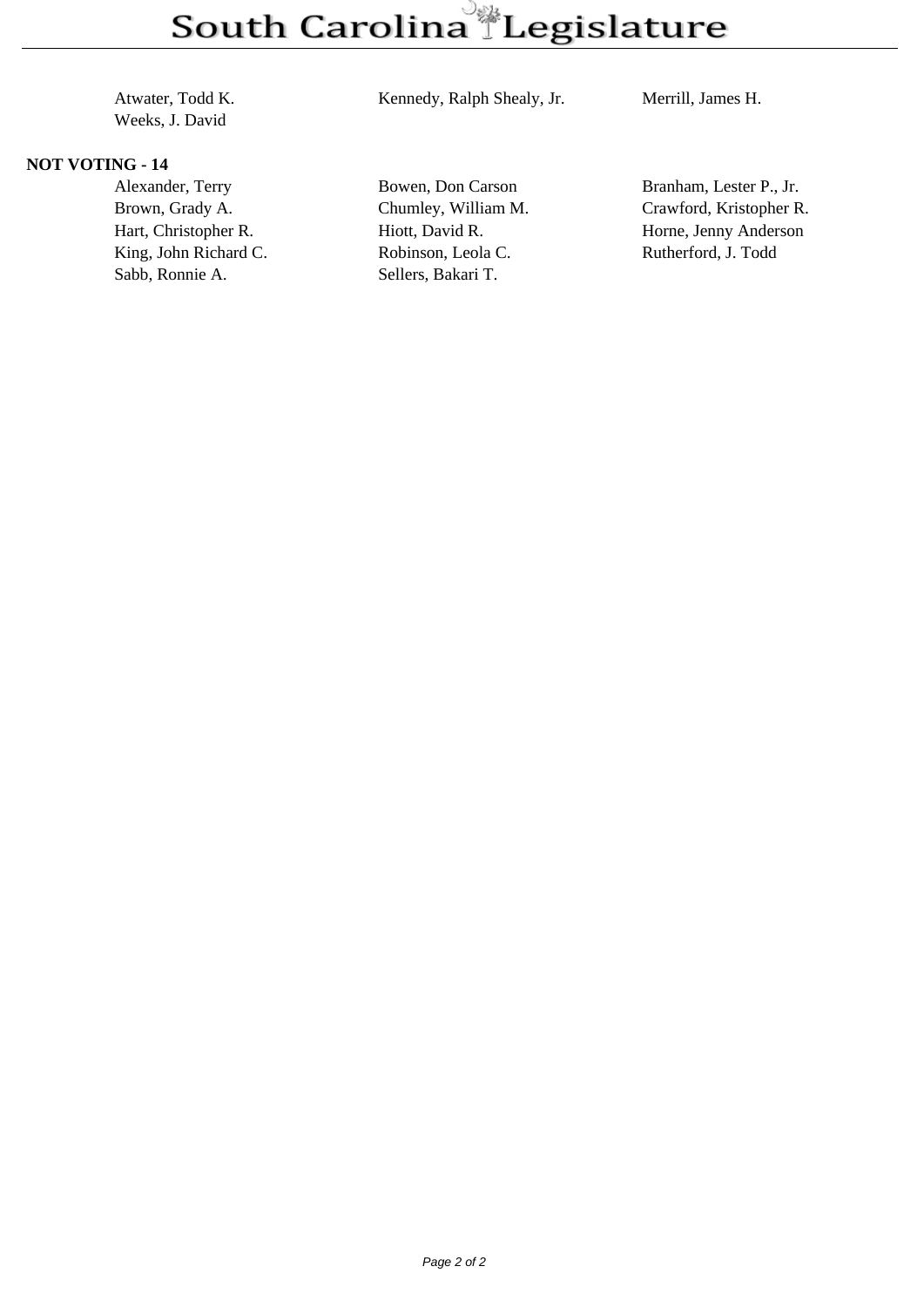| | | |
|---|---|---|
| Atwater, Todd K. | Kennedy, Ralph Shealy, Jr. | Merrill, James H. |
| Weeks, J. David | | |

**NOT VOTING - 14**

| | | |
|---|---|---|
| Alexander, Terry | Bowen, Don Carson | Branham, Lester P., Jr. |
| Brown, Grady A. | Chumley, William M. | Crawford, Kristopher R. |
| Hart, Christopher R. | Hiott, David R. | Horne, Jenny Anderson |
| King, John Richard C. | Robinson, Leola C. | Rutherford, J. Todd |
| Sabb, Ronnie A. | Sellers, Bakari T. | |